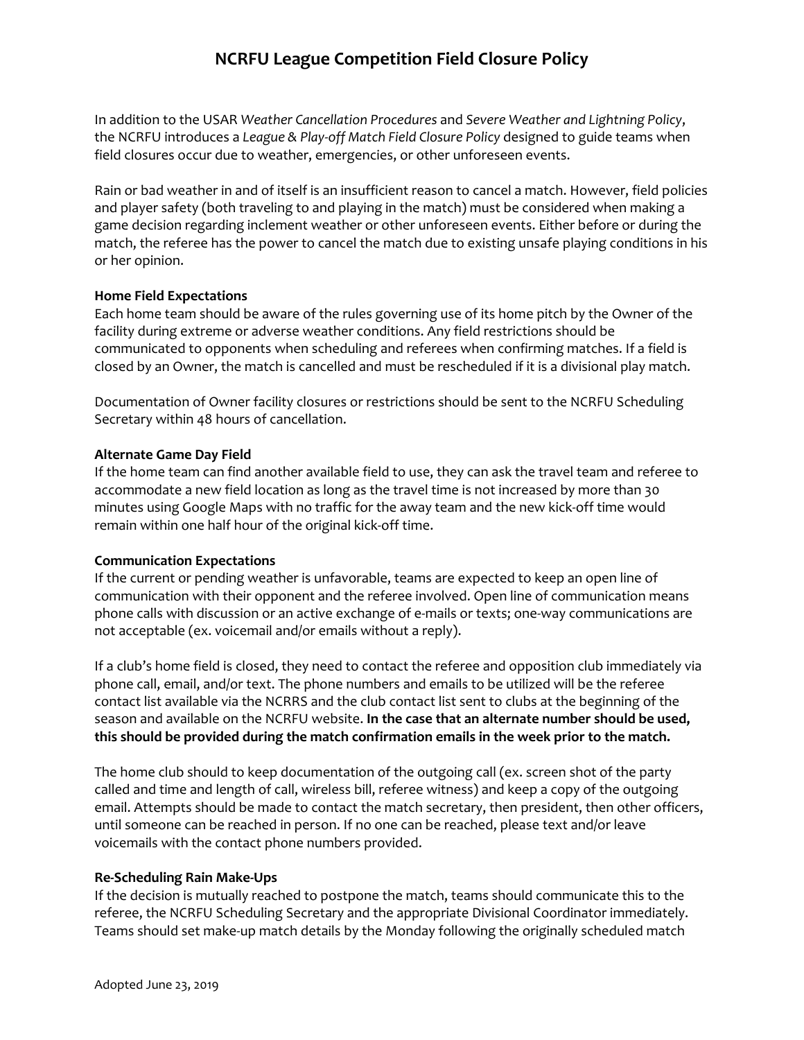# NCRFU League Competition Field Closure Policy

In addition to the USAR *Weather Cancellation Procedures* and *Severe Weather and Lightning Policy*, the NCRFU introduces a *League & Play-off Match Field Closure Policy* designed to guide teams when field closures occur due to weather, emergencies, or other unforeseen events.

Rain or bad weather in and of itself is an insufficient reason to cancel a match. However, field policies and player safety (both traveling to and playing in the match) must be considered when making a game decision regarding inclement weather or other unforeseen events. Either before or during the match, the referee has the power to cancel the match due to existing unsafe playing conditions in his or her opinion.

**Home Field Expectations**

Each home team should be aware of the rules governing use of its home pitch by the Owner of the facility during extreme or adverse weather conditions. Any field restrictions should be communicated to opponents when scheduling and referees when confirming matches. If a field is closed by an Owner, the match is cancelled and must be rescheduled if it is a divisional play match.

Documentation of Owner facility closures or restrictions should be sent to the NCRFU Scheduling Secretary within 48 hours of cancellation.

**Alternate Game Day Field**

If the home team can find another available field to use, they can ask the travel team and referee to accommodate a new field location as long as the travel time is not increased by more than 30 minutes using Google Maps with no traffic for the away team and the new kick-off time would remain within one half hour of the original kick-off time.

**Communication Expectations**

If the current or pending weather is unfavorable, teams are expected to keep an open line of communication with their opponent and the referee involved. Open line of communication means phone calls with discussion or an active exchange of e-mails or texts; one-way communications are not acceptable (ex. voicemail and/or emails without a reply).

If a club's home field is closed, they need to contact the referee and opposition club immediately via phone call, email, and/or text. The phone numbers and emails to be utilized will be the referee contact list available via the NCRRS and the club contact list sent to clubs at the beginning of the season and available on the NCRFU website. **In the case that an alternate number should be used, this should be provided during the match confirmation emails in the week prior to the match.**

The home club should to keep documentation of the outgoing call (ex. screen shot of the party called and time and length of call, wireless bill, referee witness) and keep a copy of the outgoing email. Attempts should be made to contact the match secretary, then president, then other officers, until someone can be reached in person. If no one can be reached, please text and/or leave voicemails with the contact phone numbers provided.

**Re-Scheduling Rain Make-Ups**

If the decision is mutually reached to postpone the match, teams should communicate this to the referee, the NCRFU Scheduling Secretary and the appropriate Divisional Coordinator immediately. Teams should set make-up match details by the Monday following the originally scheduled match

Adopted June 23, 2019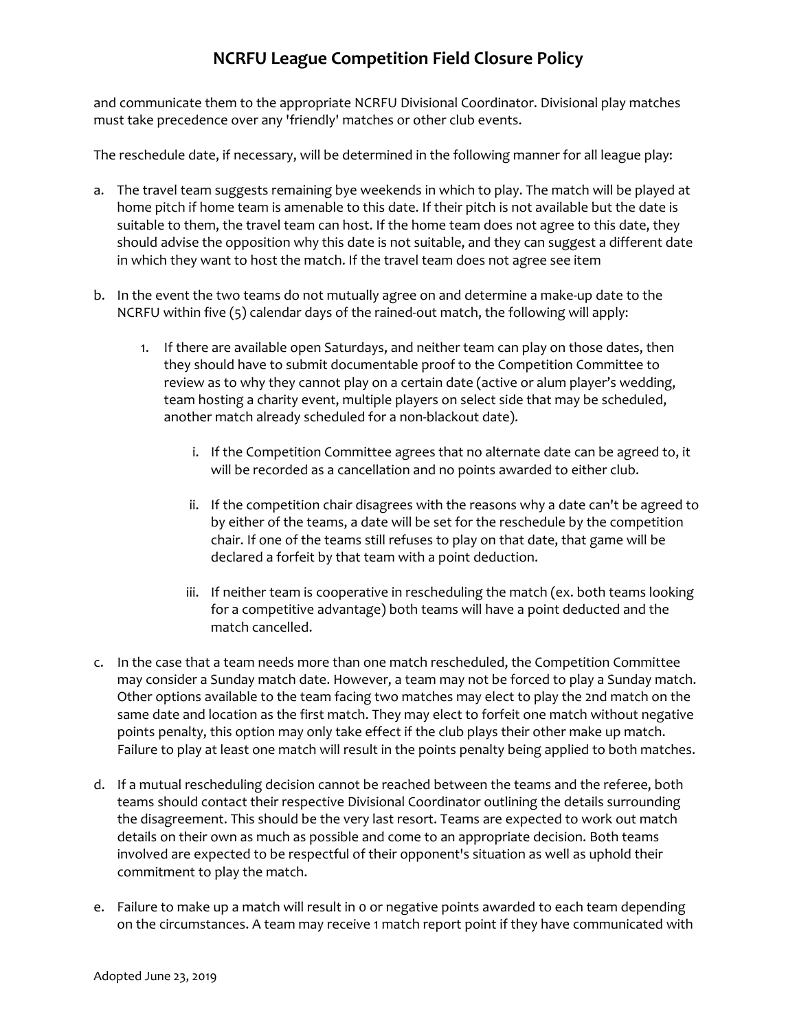and communicate them to the appropriate NCRFU Divisional Coordinator. Divisional play matches must take precedence over any 'friendly' matches or other club events.

The reschedule date, if necessary, will be determined in the following manner for all league play:

a. The travel team suggests remaining bye weekends in which to play. The match will be played at home pitch if home team is amenable to this date. If their pitch is not available but the date is suitable to them, the travel team can host. If the home team does not agree to this date, they should advise the opposition why this date is not suitable, and they can suggest a different date in which they want to host the match. If the travel team does not agree see item

b. In the event the two teams do not mutually agree on and determine a make-up date to the NCRFU within five (5) calendar days of the rained-out match, the following will apply:

   1. If there are available open Saturdays, and neither team can play on those dates, then they should have to submit documentable proof to the Competition Committee to review as to why they cannot play on a certain date (active or alum player's wedding, team hosting a charity event, multiple players on select side that may be scheduled, another match already scheduled for a non-blackout date).

      i. If the Competition Committee agrees that no alternate date can be agreed to, it will be recorded as a cancellation and no points awarded to either club.

      ii. If the competition chair disagrees with the reasons why a date can't be agreed to by either of the teams, a date will be set for the reschedule by the competition chair. If one of the teams still refuses to play on that date, that game will be declared a forfeit by that team with a point deduction.

      iii. If neither team is cooperative in rescheduling the match (ex. both teams looking for a competitive advantage) both teams will have a point deducted and the match cancelled.

c. In the case that a team needs more than one match rescheduled, the Competition Committee may consider a Sunday match date. However, a team may not be forced to play a Sunday match. Other options available to the team facing two matches may elect to play the 2nd match on the same date and location as the first match. They may elect to forfeit one match without negative points penalty, this option may only take effect if the club plays their other make up match. Failure to play at least one match will result in the points penalty being applied to both matches.

d. If a mutual rescheduling decision cannot be reached between the teams and the referee, both teams should contact their respective Divisional Coordinator outlining the details surrounding the disagreement. This should be the very last resort. Teams are expected to work out match details on their own as much as possible and come to an appropriate decision. Both teams involved are expected to be respectful of their opponent's situation as well as uphold their commitment to play the match.

e. Failure to make up a match will result in 0 or negative points awarded to each team depending on the circumstances. A team may receive 1 match report point if they have communicated with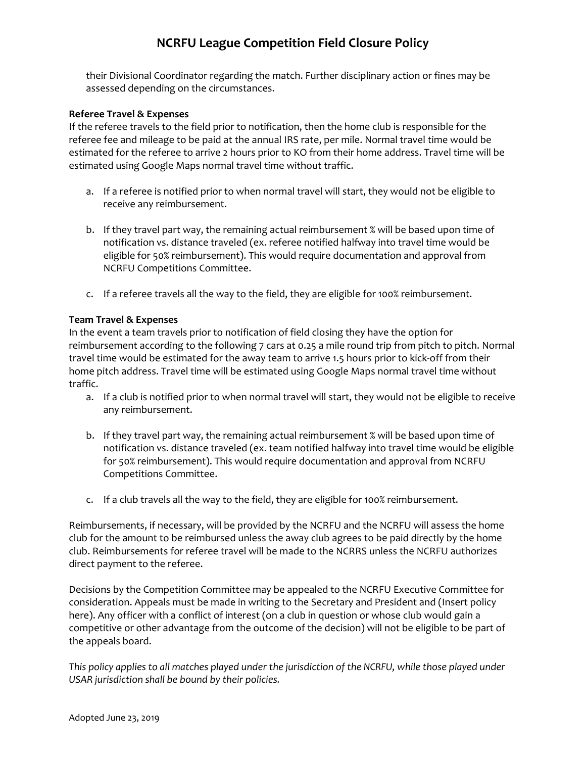their Divisional Coordinator regarding the match. Further disciplinary action or fines may be assessed depending on the circumstances.

**Referee Travel & Expenses**
If the referee travels to the field prior to notification, then the home club is responsible for the referee fee and mileage to be paid at the annual IRS rate, per mile. Normal travel time would be estimated for the referee to arrive 2 hours prior to KO from their home address. Travel time will be estimated using Google Maps normal travel time without traffic.

a. If a referee is notified prior to when normal travel will start, they would not be eligible to receive any reimbursement.

b. If they travel part way, the remaining actual reimbursement % will be based upon time of notification vs. distance traveled (ex. referee notified halfway into travel time would be eligible for 50% reimbursement). This would require documentation and approval from NCRFU Competitions Committee.

c. If a referee travels all the way to the field, they are eligible for 100% reimbursement.

**Team Travel & Expenses**
In the event a team travels prior to notification of field closing they have the option for reimbursement according to the following 7 cars at 0.25 a mile round trip from pitch to pitch. Normal travel time would be estimated for the away team to arrive 1.5 hours prior to kick-off from their home pitch address. Travel time will be estimated using Google Maps normal travel time without traffic.

a. If a club is notified prior to when normal travel will start, they would not be eligible to receive any reimbursement.

b. If they travel part way, the remaining actual reimbursement % will be based upon time of notification vs. distance traveled (ex. team notified halfway into travel time would be eligible for 50% reimbursement). This would require documentation and approval from NCRFU Competitions Committee.

c. If a club travels all the way to the field, they are eligible for 100% reimbursement.

Reimbursements, if necessary, will be provided by the NCRFU and the NCRFU will assess the home club for the amount to be reimbursed unless the away club agrees to be paid directly by the home club. Reimbursements for referee travel will be made to the NCRRS unless the NCRFU authorizes direct payment to the referee.

Decisions by the Competition Committee may be appealed to the NCRFU Executive Committee for consideration. Appeals must be made in writing to the Secretary and President and (Insert policy here). Any officer with a conflict of interest (on a club in question or whose club would gain a competitive or other advantage from the outcome of the decision) will not be eligible to be part of the appeals board.

*This policy applies to all matches played under the jurisdiction of the NCRFU, while those played under USAR jurisdiction shall be bound by their policies.*

Adopted June 23, 2019